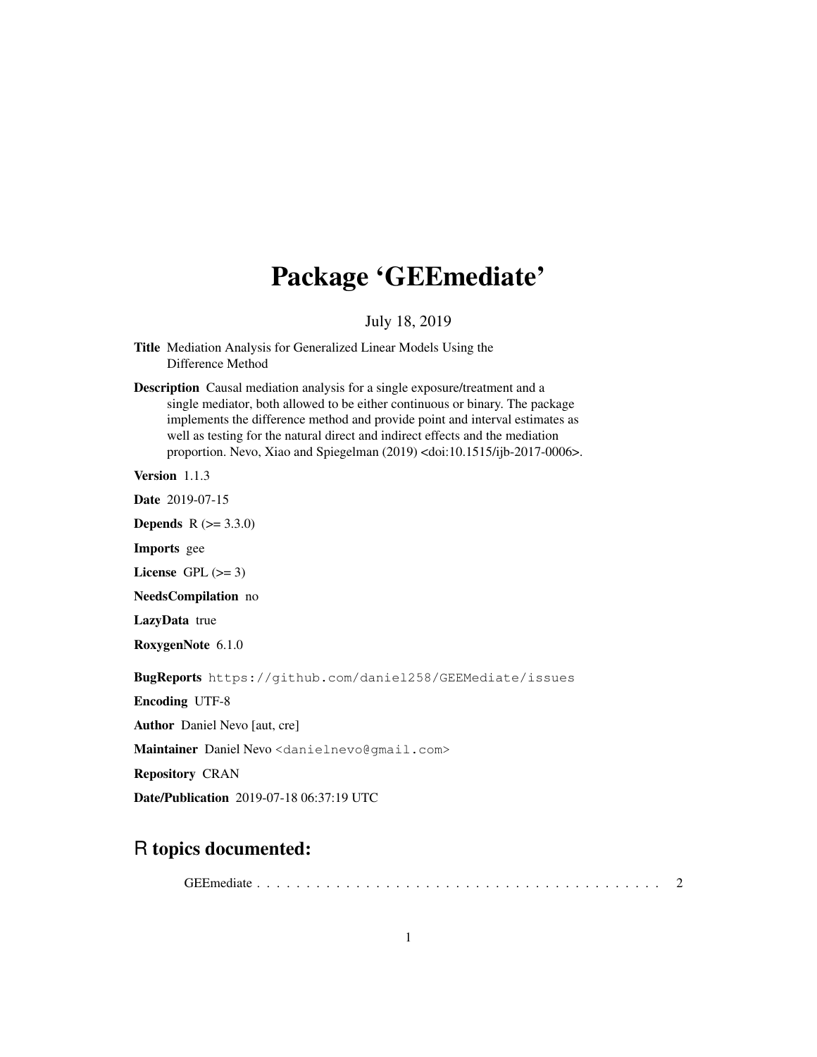# Package 'GEEmediate'

July 18, 2019

**Title** Mediation Analysis for Generalized Linear Models Using the Difference Method

**Description** Causal mediation analysis for a single exposure/treatment and a single mediator, both allowed to be either continuous or binary. The package implements the difference method and provide point and interval estimates as well as testing for the natural direct and indirect effects and the mediation proportion. Nevo, Xiao and Spiegelman (2019) <doi:10.1515/ijb-2017-0006>.

**Version** 1.1.3

**Date** 2019-07-15

**Depends** R (>= 3.3.0)

**Imports** gee

**License** GPL (>= 3)

**NeedsCompilation** no

**LazyData** true

**RoxygenNote** 6.1.0

**BugReports** https://github.com/daniel258/GEEMediate/issues

**Encoding** UTF-8

**Author** Daniel Nevo [aut, cre]

**Maintainer** Daniel Nevo <danielnevo@gmail.com>

**Repository** CRAN

**Date/Publication** 2019-07-18 06:37:19 UTC

## R topics documented:

GEEmediate . . . . . . . . . . . . . . . . . . . . . . . . . . . . . . . . . . . . . . . . 2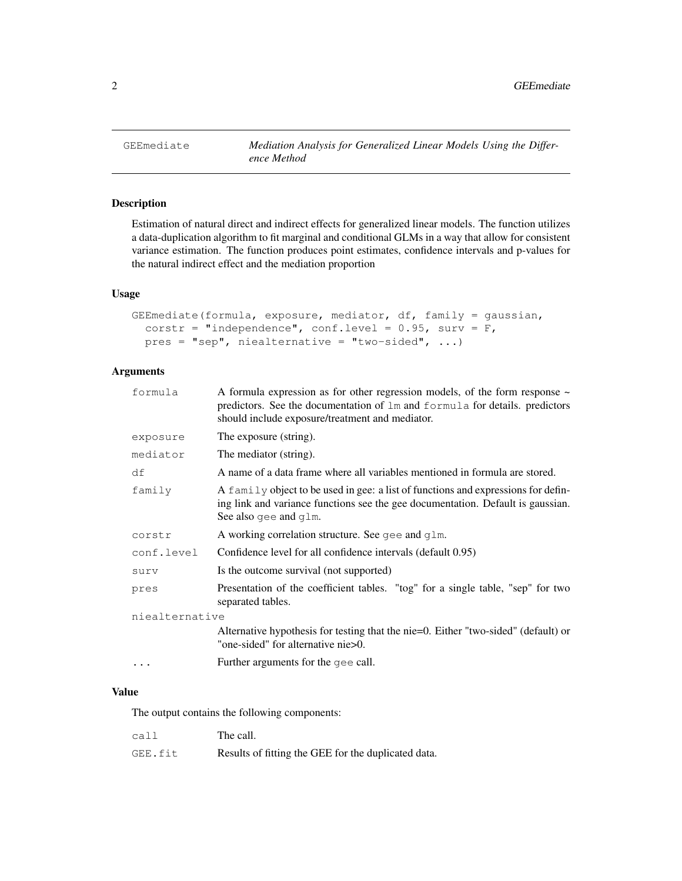GEEmediate    *Mediation Analysis for Generalized Linear Models Using the Difference Method*

## Description

Estimation of natural direct and indirect effects for generalized linear models. The function utilizes a data-duplication algorithm to fit marginal and conditional GLMs in a way that allow for consistent variance estimation. The function produces point estimates, confidence intervals and p-values for the natural indirect effect and the mediation proportion

## Usage

```
GEEmediate(formula, exposure, mediator, df, family = gaussian,
  corstr = "independence", conf.level = 0.95, surv = F,
  pres = "sep", niealternative = "two-sided", ...)
```

## Arguments

| | |
|---|---|
| formula | A formula expression as for other regression models, of the form response ~ predictors. See the documentation of `lm` and `formula` for details. predictors should include exposure/treatment and mediator. |
| exposure | The exposure (string). |
| mediator | The mediator (string). |
| df | A name of a data frame where all variables mentioned in formula are stored. |
| family | A `family` object to be used in gee: a list of functions and expressions for defining link and variance functions see the gee documentation. Default is gaussian. See also `gee` and `glm`. |
| corstr | A working correlation structure. See `gee` and `glm`. |
| conf.level | Confidence level for all confidence intervals (default 0.95) |
| surv | Is the outcome survival (not supported) |
| pres | Presentation of the coefficient tables. "tog" for a single table, "sep" for two separated tables. |
| niealternative | Alternative hypothesis for testing that the nie=0. Either "two-sided" (default) or "one-sided" for alternative nie>0. |
| ... | Further arguments for the `gee` call. |

## Value

The output contains the following components:

| | |
|---|---|
| call | The call. |
| GEE.fit | Results of fitting the GEE for the duplicated data. |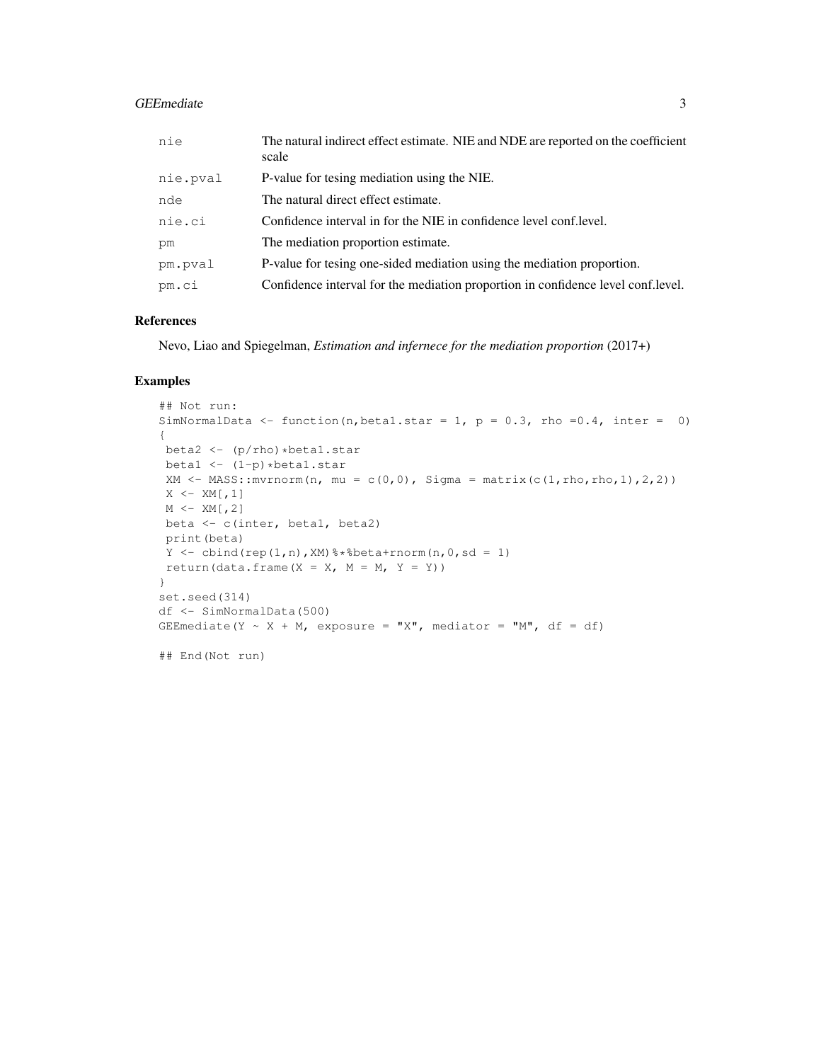| | |
|---|---|
| nie | The natural indirect effect estimate. NIE and NDE are reported on the coefficient scale |
| nie.pval | P-value for tesing mediation using the NIE. |
| nde | The natural direct effect estimate. |
| nie.ci | Confidence interval in for the NIE in confidence level conf.level. |
| pm | The mediation proportion estimate. |
| pm.pval | P-value for tesing one-sided mediation using the mediation proportion. |
| pm.ci | Confidence interval for the mediation proportion in confidence level conf.level. |

### References

Nevo, Liao and Spiegelman, *Estimation and infernece for the mediation proportion* (2017+)

### Examples

```
## Not run:
SimNormalData <- function(n,beta1.star = 1, p = 0.3, rho =0.4, inter =  0)
{
 beta2 <- (p/rho)*beta1.star
 beta1 <- (1-p)*beta1.star
 XM <- MASS::mvrnorm(n, mu = c(0,0), Sigma = matrix(c(1,rho,rho,1),2,2))
 X <- XM[,1]
 M <- XM[,2]
 beta <- c(inter, beta1, beta2)
 print(beta)
 Y <- cbind(rep(1,n),XM)%*%beta+rnorm(n,0,sd = 1)
 return(data.frame(X = X, M = M, Y = Y))
}
set.seed(314)
df <- SimNormalData(500)
GEEmediate(Y ~ X + M, exposure = "X", mediator = "M", df = df)

## End(Not run)
```